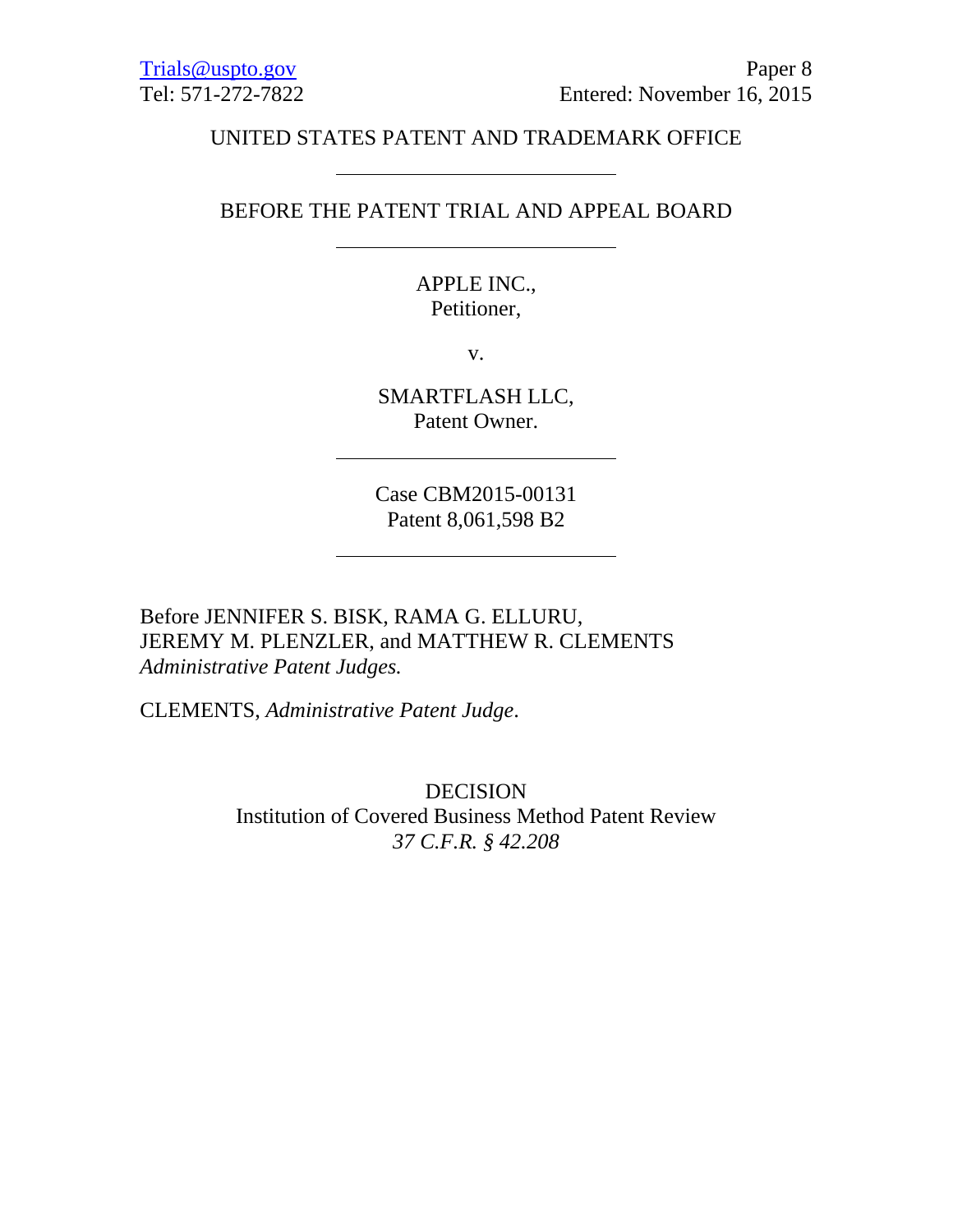Trials@uspto.gov
Tel: 571-272-7822

Paper 8
Entered: November 16, 2015

UNITED STATES PATENT AND TRADEMARK OFFICE

---

BEFORE THE PATENT TRIAL AND APPEAL BOARD

---

APPLE INC.,
Petitioner,

v.

SMARTFLASH LLC,
Patent Owner.

---

Case CBM2015-00131
Patent 8,061,598 B2

---

Before JENNIFER S. BISK, RAMA G. ELLURU,
JEREMY M. PLENZLER, and MATTHEW R. CLEMENTS
*Administrative Patent Judges.*

CLEMENTS, *Administrative Patent Judge*.

DECISION
Institution of Covered Business Method Patent Review
*37 C.F.R. § 42.208*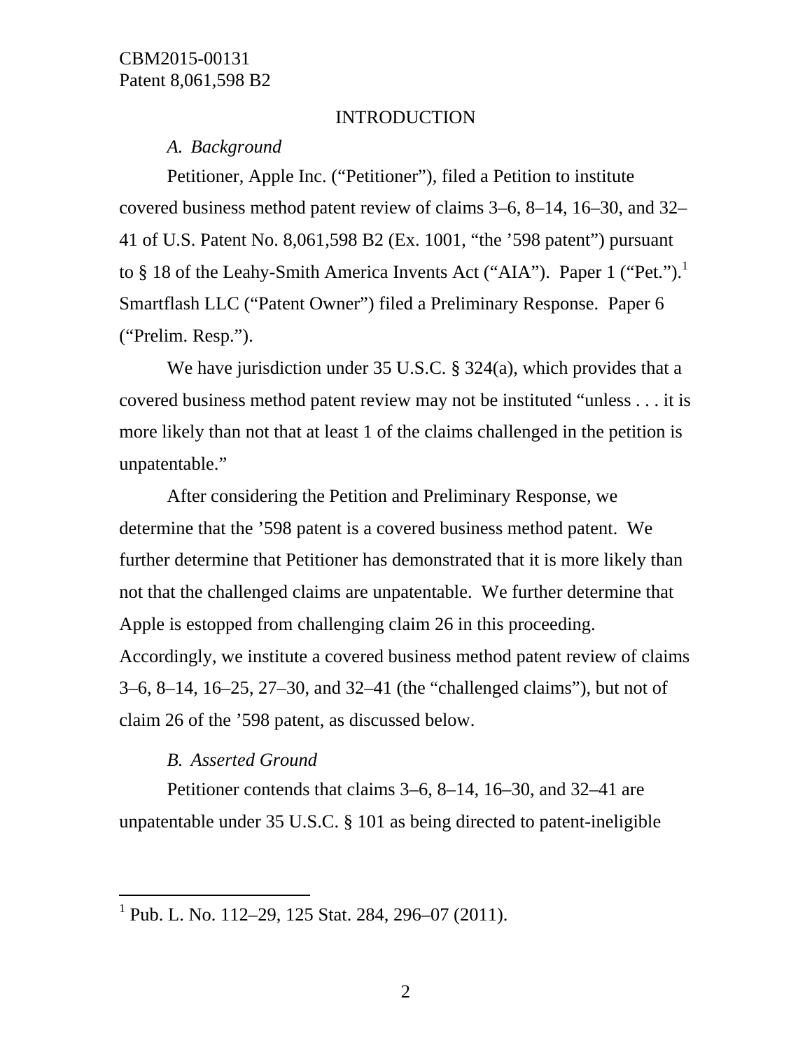## INTRODUCTION

### *A. Background*

Petitioner, Apple Inc. ("Petitioner"), filed a Petition to institute covered business method patent review of claims 3–6, 8–14, 16–30, and 32–41 of U.S. Patent No. 8,061,598 B2 (Ex. 1001, "the '598 patent") pursuant to § 18 of the Leahy-Smith America Invents Act ("AIA"). Paper 1 ("Pet.").[1] Smartflash LLC ("Patent Owner") filed a Preliminary Response. Paper 6 ("Prelim. Resp.").

We have jurisdiction under 35 U.S.C. § 324(a), which provides that a covered business method patent review may not be instituted "unless . . . it is more likely than not that at least 1 of the claims challenged in the petition is unpatentable."

After considering the Petition and Preliminary Response, we determine that the '598 patent is a covered business method patent. We further determine that Petitioner has demonstrated that it is more likely than not that the challenged claims are unpatentable. We further determine that Apple is estopped from challenging claim 26 in this proceeding. Accordingly, we institute a covered business method patent review of claims 3–6, 8–14, 16–25, 27–30, and 32–41 (the "challenged claims"), but not of claim 26 of the '598 patent, as discussed below.

### *B. Asserted Ground*

Petitioner contends that claims 3–6, 8–14, 16–30, and 32–41 are unpatentable under 35 U.S.C. § 101 as being directed to patent-ineligible

[1] Pub. L. No. 112–29, 125 Stat. 284, 296–07 (2011).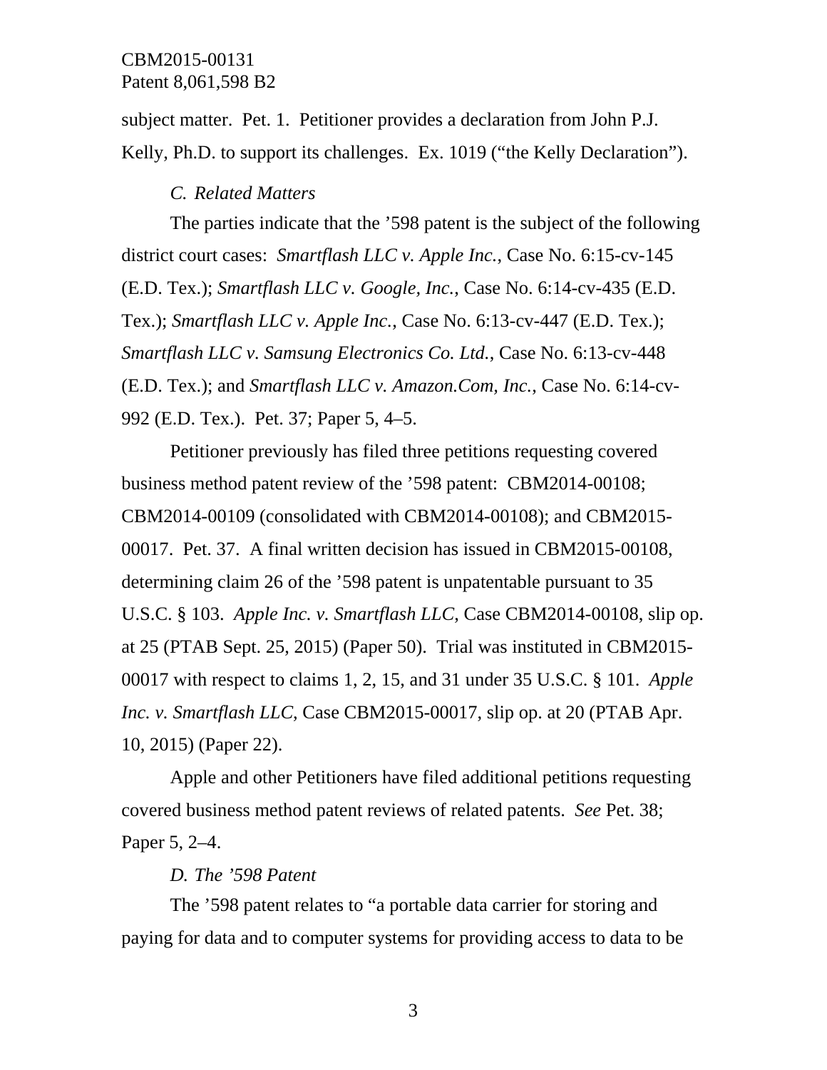subject matter. Pet. 1. Petitioner provides a declaration from John P.J. Kelly, Ph.D. to support its challenges. Ex. 1019 ("the Kelly Declaration").

### *C. Related Matters*

The parties indicate that the '598 patent is the subject of the following district court cases: *Smartflash LLC v. Apple Inc.*, Case No. 6:15-cv-145 (E.D. Tex.); *Smartflash LLC v. Google, Inc.*, Case No. 6:14-cv-435 (E.D. Tex.); *Smartflash LLC v. Apple Inc.*, Case No. 6:13-cv-447 (E.D. Tex.); *Smartflash LLC v. Samsung Electronics Co. Ltd.*, Case No. 6:13-cv-448 (E.D. Tex.); and *Smartflash LLC v. Amazon.Com, Inc.*, Case No. 6:14-cv-992 (E.D. Tex.). Pet. 37; Paper 5, 4–5.

Petitioner previously has filed three petitions requesting covered business method patent review of the '598 patent: CBM2014-00108; CBM2014-00109 (consolidated with CBM2014-00108); and CBM2015-00017. Pet. 37. A final written decision has issued in CBM2015-00108, determining claim 26 of the '598 patent is unpatentable pursuant to 35 U.S.C. § 103. *Apple Inc. v. Smartflash LLC*, Case CBM2014-00108, slip op. at 25 (PTAB Sept. 25, 2015) (Paper 50). Trial was instituted in CBM2015-00017 with respect to claims 1, 2, 15, and 31 under 35 U.S.C. § 101. *Apple Inc. v. Smartflash LLC*, Case CBM2015-00017, slip op. at 20 (PTAB Apr. 10, 2015) (Paper 22).

Apple and other Petitioners have filed additional petitions requesting covered business method patent reviews of related patents. *See* Pet. 38; Paper 5, 2–4.

### *D. The '598 Patent*

The '598 patent relates to "a portable data carrier for storing and paying for data and to computer systems for providing access to data to be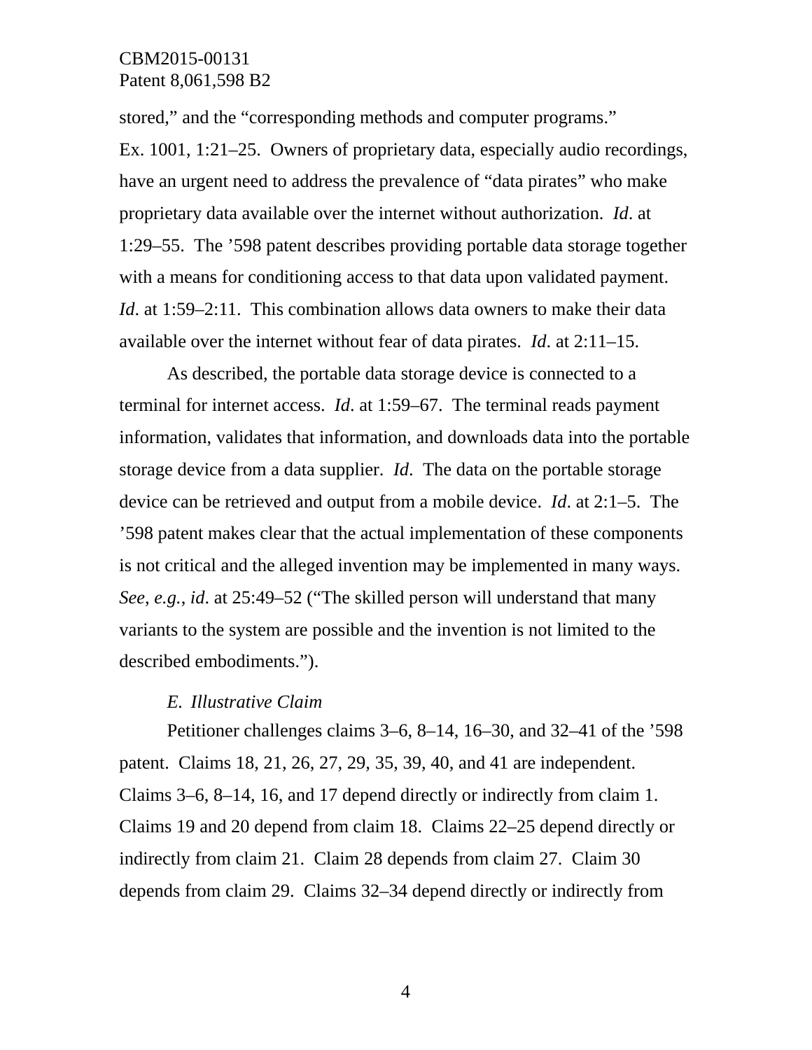stored," and the "corresponding methods and computer programs." Ex. 1001, 1:21–25. Owners of proprietary data, especially audio recordings, have an urgent need to address the prevalence of "data pirates" who make proprietary data available over the internet without authorization. *Id*. at 1:29–55. The '598 patent describes providing portable data storage together with a means for conditioning access to that data upon validated payment. *Id*. at 1:59–2:11. This combination allows data owners to make their data available over the internet without fear of data pirates. *Id*. at 2:11–15.

As described, the portable data storage device is connected to a terminal for internet access. *Id*. at 1:59–67. The terminal reads payment information, validates that information, and downloads data into the portable storage device from a data supplier. *Id*. The data on the portable storage device can be retrieved and output from a mobile device. *Id*. at 2:1–5. The '598 patent makes clear that the actual implementation of these components is not critical and the alleged invention may be implemented in many ways. *See, e.g.*, *id*. at 25:49–52 ("The skilled person will understand that many variants to the system are possible and the invention is not limited to the described embodiments.").

### *E. Illustrative Claim*

Petitioner challenges claims 3–6, 8–14, 16–30, and 32–41 of the '598 patent. Claims 18, 21, 26, 27, 29, 35, 39, 40, and 41 are independent. Claims 3–6, 8–14, 16, and 17 depend directly or indirectly from claim 1. Claims 19 and 20 depend from claim 18. Claims 22–25 depend directly or indirectly from claim 21. Claim 28 depends from claim 27. Claim 30 depends from claim 29. Claims 32–34 depend directly or indirectly from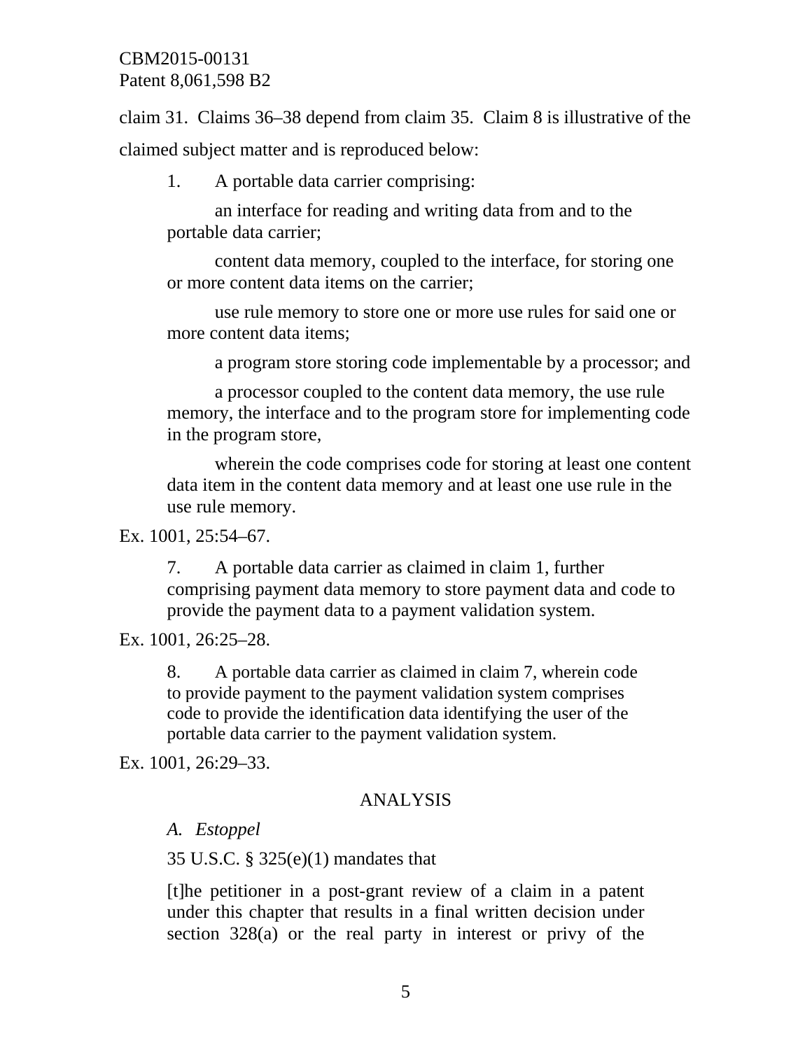claim 31. Claims 36–38 depend from claim 35. Claim 8 is illustrative of the claimed subject matter and is reproduced below:

> 1. A portable data carrier comprising:
>
> an interface for reading and writing data from and to the portable data carrier;
>
> content data memory, coupled to the interface, for storing one or more content data items on the carrier;
>
> use rule memory to store one or more use rules for said one or more content data items;
>
> a program store storing code implementable by a processor; and
>
> a processor coupled to the content data memory, the use rule memory, the interface and to the program store for implementing code in the program store,
>
> wherein the code comprises code for storing at least one content data item in the content data memory and at least one use rule in the use rule memory.

Ex. 1001, 25:54–67.

> 7. A portable data carrier as claimed in claim 1, further comprising payment data memory to store payment data and code to provide the payment data to a payment validation system.

Ex. 1001, 26:25–28.

> 8. A portable data carrier as claimed in claim 7, wherein code to provide payment to the payment validation system comprises code to provide the identification data identifying the user of the portable data carrier to the payment validation system.

Ex. 1001, 26:29–33.

## ANALYSIS

### *A. Estoppel*

35 U.S.C. § 325(e)(1) mandates that

> [t]he petitioner in a post-grant review of a claim in a patent under this chapter that results in a final written decision under section 328(a) or the real party in interest or privy of the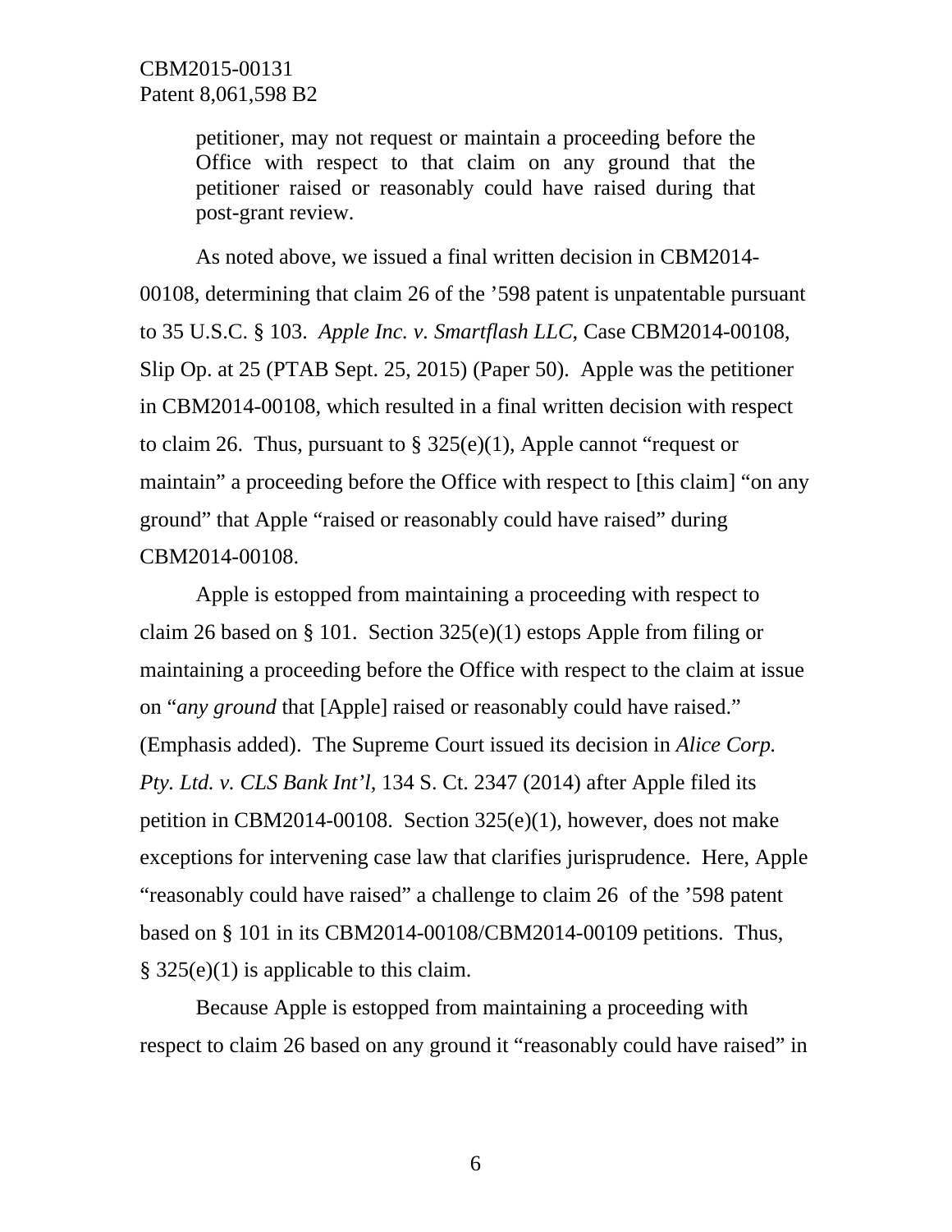> petitioner, may not request or maintain a proceeding before the Office with respect to that claim on any ground that the petitioner raised or reasonably could have raised during that post-grant review.

As noted above, we issued a final written decision in CBM2014-00108, determining that claim 26 of the ’598 patent is unpatentable pursuant to 35 U.S.C. § 103. *Apple Inc. v. Smartflash LLC*, Case CBM2014-00108, Slip Op. at 25 (PTAB Sept. 25, 2015) (Paper 50). Apple was the petitioner in CBM2014-00108, which resulted in a final written decision with respect to claim 26. Thus, pursuant to § 325(e)(1), Apple cannot “request or maintain” a proceeding before the Office with respect to [this claim] “on any ground” that Apple “raised or reasonably could have raised” during CBM2014-00108.

Apple is estopped from maintaining a proceeding with respect to claim 26 based on § 101. Section 325(e)(1) estops Apple from filing or maintaining a proceeding before the Office with respect to the claim at issue on “*any ground* that [Apple] raised or reasonably could have raised.” (Emphasis added). The Supreme Court issued its decision in *Alice Corp. Pty. Ltd. v. CLS Bank Int’l*, 134 S. Ct. 2347 (2014) after Apple filed its petition in CBM2014-00108. Section 325(e)(1), however, does not make exceptions for intervening case law that clarifies jurisprudence. Here, Apple “reasonably could have raised” a challenge to claim 26 of the ’598 patent based on § 101 in its CBM2014-00108/CBM2014-00109 petitions. Thus, § 325(e)(1) is applicable to this claim.

Because Apple is estopped from maintaining a proceeding with respect to claim 26 based on any ground it “reasonably could have raised” in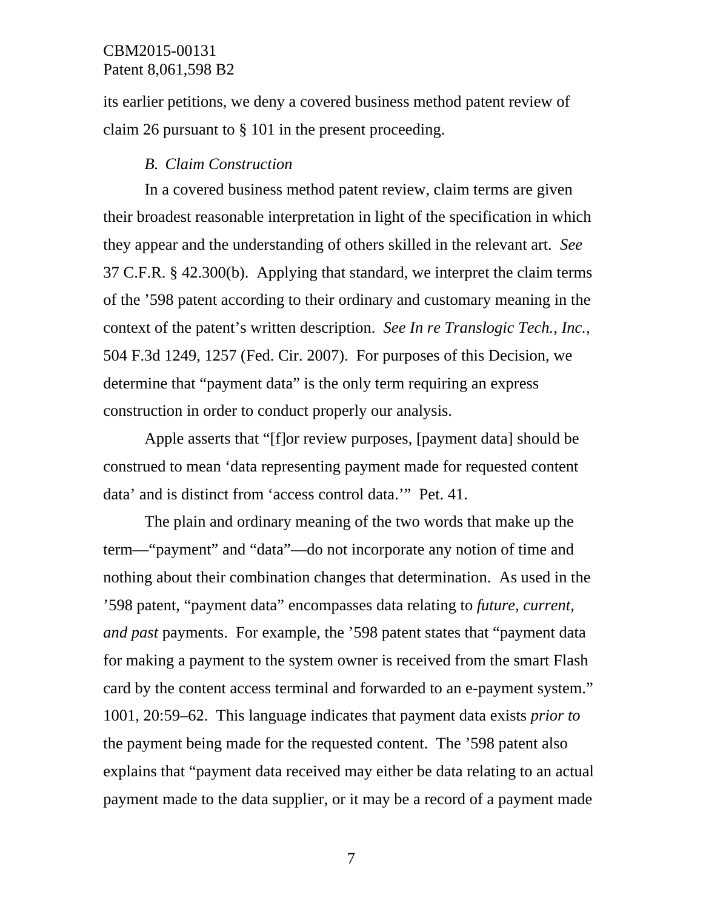its earlier petitions, we deny a covered business method patent review of claim 26 pursuant to § 101 in the present proceeding.

### *B. Claim Construction*

In a covered business method patent review, claim terms are given their broadest reasonable interpretation in light of the specification in which they appear and the understanding of others skilled in the relevant art. *See* 37 C.F.R. § 42.300(b). Applying that standard, we interpret the claim terms of the '598 patent according to their ordinary and customary meaning in the context of the patent's written description. *See In re Translogic Tech., Inc.*, 504 F.3d 1249, 1257 (Fed. Cir. 2007). For purposes of this Decision, we determine that "payment data" is the only term requiring an express construction in order to conduct properly our analysis.

Apple asserts that "[f]or review purposes, [payment data] should be construed to mean 'data representing payment made for requested content data' and is distinct from 'access control data.'" Pet. 41.

The plain and ordinary meaning of the two words that make up the term—"payment" and "data"—do not incorporate any notion of time and nothing about their combination changes that determination. As used in the '598 patent, "payment data" encompasses data relating to *future, current, and past* payments. For example, the '598 patent states that "payment data for making a payment to the system owner is received from the smart Flash card by the content access terminal and forwarded to an e-payment system." 1001, 20:59–62. This language indicates that payment data exists *prior to* the payment being made for the requested content. The '598 patent also explains that "payment data received may either be data relating to an actual payment made to the data supplier, or it may be a record of a payment made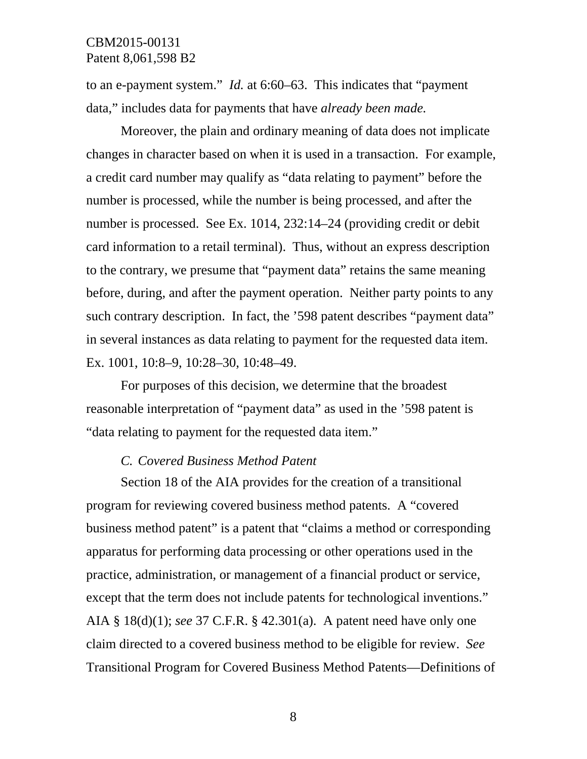to an e-payment system." *Id.* at 6:60–63. This indicates that "payment data," includes data for payments that have *already been made.*

Moreover, the plain and ordinary meaning of data does not implicate changes in character based on when it is used in a transaction. For example, a credit card number may qualify as "data relating to payment" before the number is processed, while the number is being processed, and after the number is processed. See Ex. 1014, 232:14–24 (providing credit or debit card information to a retail terminal). Thus, without an express description to the contrary, we presume that "payment data" retains the same meaning before, during, and after the payment operation. Neither party points to any such contrary description. In fact, the '598 patent describes "payment data" in several instances as data relating to payment for the requested data item. Ex. 1001, 10:8–9, 10:28–30, 10:48–49.

For purposes of this decision, we determine that the broadest reasonable interpretation of "payment data" as used in the '598 patent is "data relating to payment for the requested data item."

*C. Covered Business Method Patent*

Section 18 of the AIA provides for the creation of a transitional program for reviewing covered business method patents. A "covered business method patent" is a patent that "claims a method or corresponding apparatus for performing data processing or other operations used in the practice, administration, or management of a financial product or service, except that the term does not include patents for technological inventions." AIA § 18(d)(1); *see* 37 C.F.R. § 42.301(a). A patent need have only one claim directed to a covered business method to be eligible for review. *See* Transitional Program for Covered Business Method Patents—Definitions of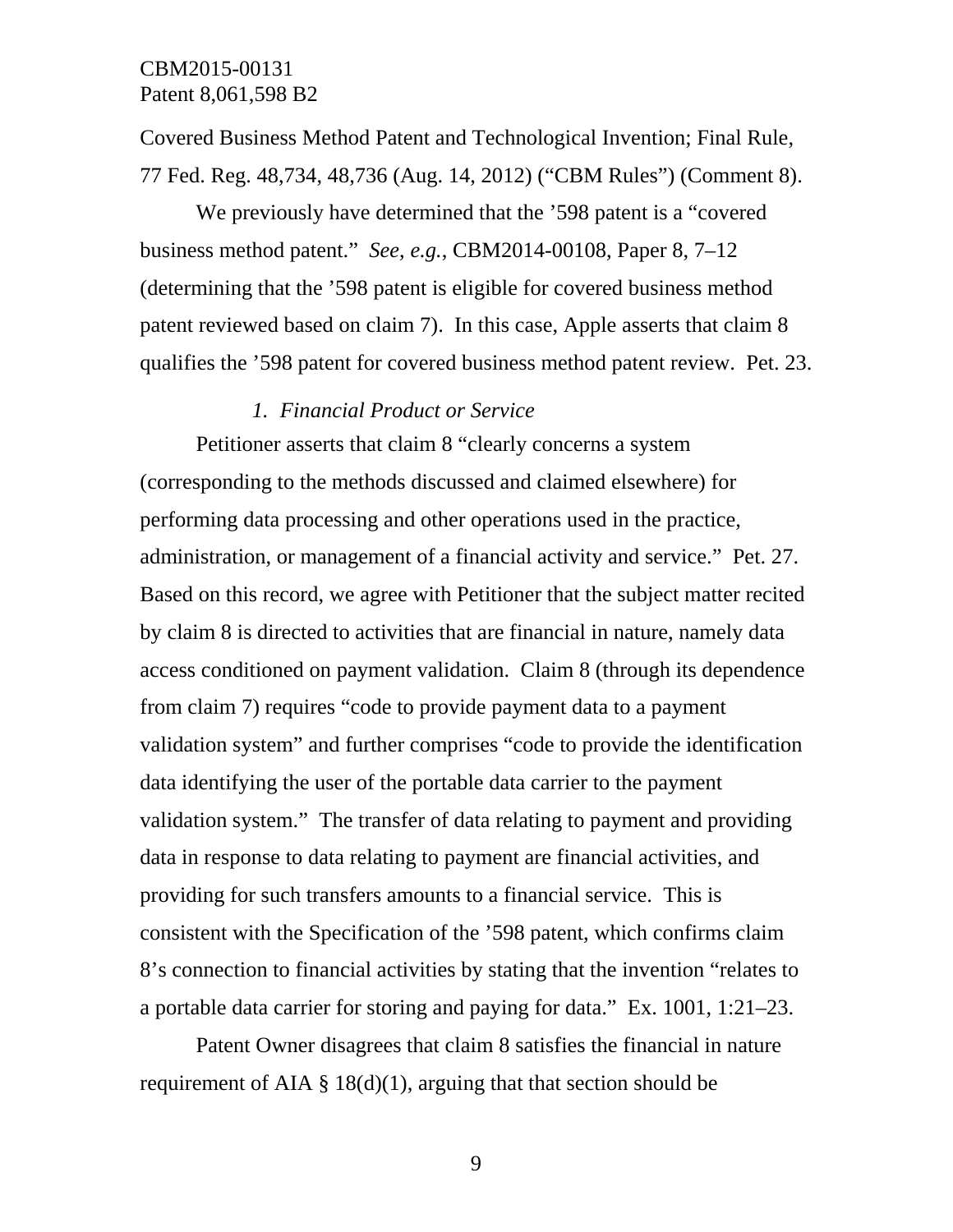Covered Business Method Patent and Technological Invention; Final Rule, 77 Fed. Reg. 48,734, 48,736 (Aug. 14, 2012) ("CBM Rules") (Comment 8).

We previously have determined that the '598 patent is a "covered business method patent." *See, e.g.*, CBM2014-00108, Paper 8, 7–12 (determining that the '598 patent is eligible for covered business method patent reviewed based on claim 7). In this case, Apple asserts that claim 8 qualifies the '598 patent for covered business method patent review. Pet. 23.

### *1. Financial Product or Service*

Petitioner asserts that claim 8 "clearly concerns a system (corresponding to the methods discussed and claimed elsewhere) for performing data processing and other operations used in the practice, administration, or management of a financial activity and service." Pet. 27. Based on this record, we agree with Petitioner that the subject matter recited by claim 8 is directed to activities that are financial in nature, namely data access conditioned on payment validation. Claim 8 (through its dependence from claim 7) requires "code to provide payment data to a payment validation system" and further comprises "code to provide the identification data identifying the user of the portable data carrier to the payment validation system." The transfer of data relating to payment and providing data in response to data relating to payment are financial activities, and providing for such transfers amounts to a financial service. This is consistent with the Specification of the '598 patent, which confirms claim 8's connection to financial activities by stating that the invention "relates to a portable data carrier for storing and paying for data." Ex. 1001, 1:21–23.

Patent Owner disagrees that claim 8 satisfies the financial in nature requirement of AIA § 18(d)(1), arguing that that section should be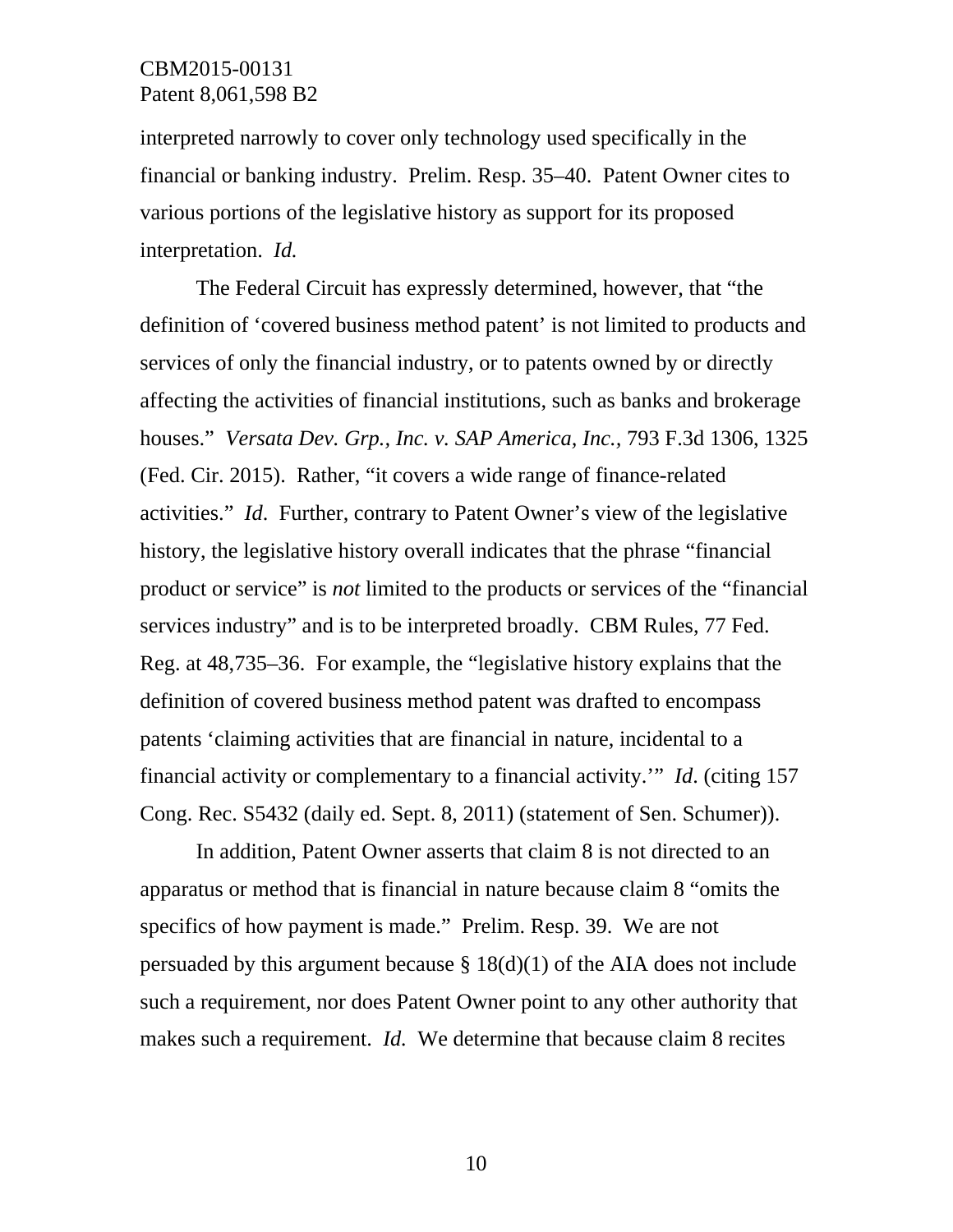interpreted narrowly to cover only technology used specifically in the financial or banking industry. Prelim. Resp. 35–40. Patent Owner cites to various portions of the legislative history as support for its proposed interpretation. *Id.*

The Federal Circuit has expressly determined, however, that "the definition of 'covered business method patent' is not limited to products and services of only the financial industry, or to patents owned by or directly affecting the activities of financial institutions, such as banks and brokerage houses." *Versata Dev. Grp., Inc. v. SAP America, Inc.*, 793 F.3d 1306, 1325 (Fed. Cir. 2015). Rather, "it covers a wide range of finance-related activities." *Id*. Further, contrary to Patent Owner's view of the legislative history, the legislative history overall indicates that the phrase "financial product or service" is *not* limited to the products or services of the "financial services industry" and is to be interpreted broadly. CBM Rules, 77 Fed. Reg. at 48,735–36. For example, the "legislative history explains that the definition of covered business method patent was drafted to encompass patents 'claiming activities that are financial in nature, incidental to a financial activity or complementary to a financial activity.'" *Id.* (citing 157 Cong. Rec. S5432 (daily ed. Sept. 8, 2011) (statement of Sen. Schumer)).

In addition, Patent Owner asserts that claim 8 is not directed to an apparatus or method that is financial in nature because claim 8 "omits the specifics of how payment is made." Prelim. Resp. 39. We are not persuaded by this argument because § 18(d)(1) of the AIA does not include such a requirement, nor does Patent Owner point to any other authority that makes such a requirement. *Id.* We determine that because claim 8 recites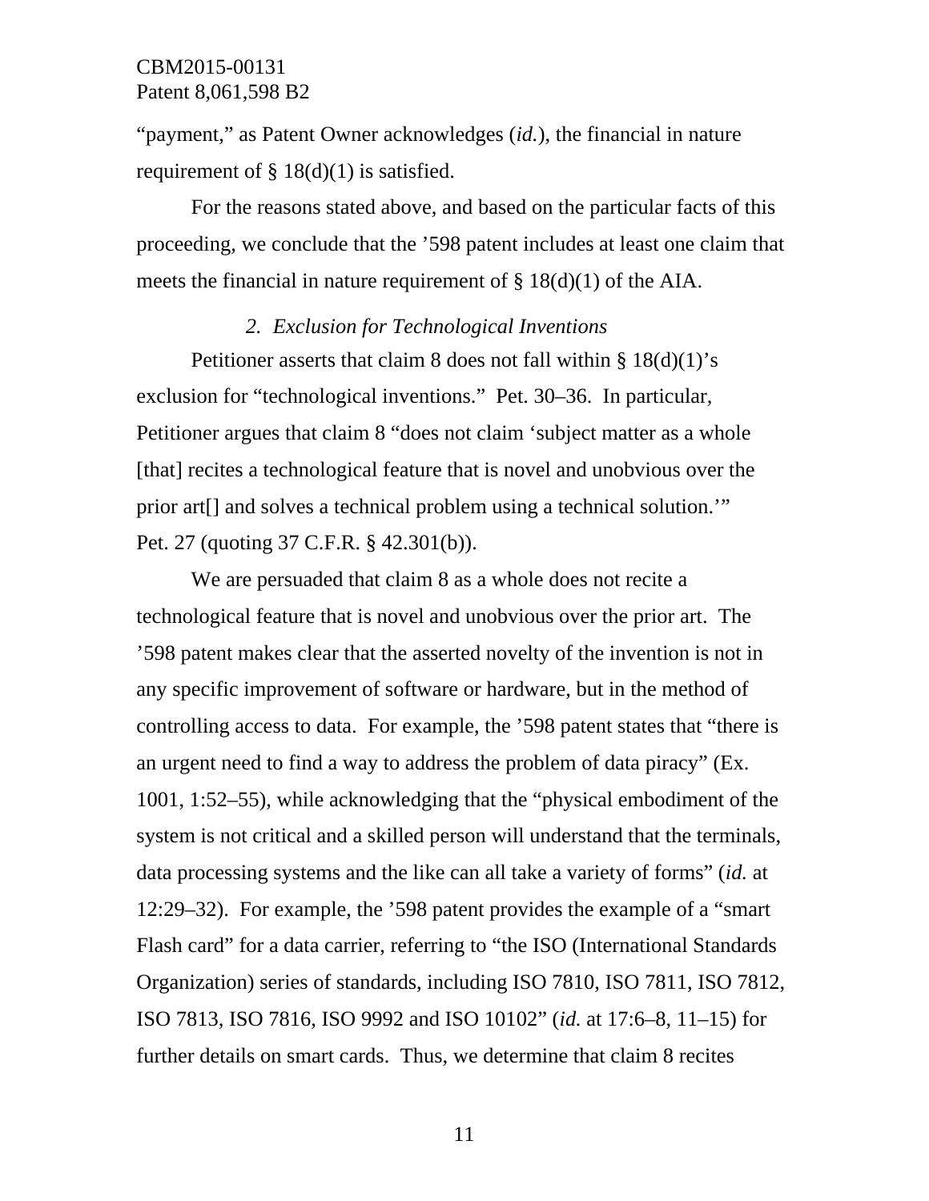"payment," as Patent Owner acknowledges (*id.*), the financial in nature requirement of § 18(d)(1) is satisfied.

For the reasons stated above, and based on the particular facts of this proceeding, we conclude that the '598 patent includes at least one claim that meets the financial in nature requirement of § 18(d)(1) of the AIA.

### *2. Exclusion for Technological Inventions*

Petitioner asserts that claim 8 does not fall within § 18(d)(1)'s exclusion for "technological inventions." Pet. 30–36. In particular, Petitioner argues that claim 8 "does not claim 'subject matter as a whole [that] recites a technological feature that is novel and unobvious over the prior art[] and solves a technical problem using a technical solution.'" Pet. 27 (quoting 37 C.F.R. § 42.301(b)).

We are persuaded that claim 8 as a whole does not recite a technological feature that is novel and unobvious over the prior art. The '598 patent makes clear that the asserted novelty of the invention is not in any specific improvement of software or hardware, but in the method of controlling access to data. For example, the '598 patent states that "there is an urgent need to find a way to address the problem of data piracy" (Ex. 1001, 1:52–55), while acknowledging that the "physical embodiment of the system is not critical and a skilled person will understand that the terminals, data processing systems and the like can all take a variety of forms" (*id.* at 12:29–32). For example, the '598 patent provides the example of a "smart Flash card" for a data carrier, referring to "the ISO (International Standards Organization) series of standards, including ISO 7810, ISO 7811, ISO 7812, ISO 7813, ISO 7816, ISO 9992 and ISO 10102" (*id.* at 17:6–8, 11–15) for further details on smart cards. Thus, we determine that claim 8 recites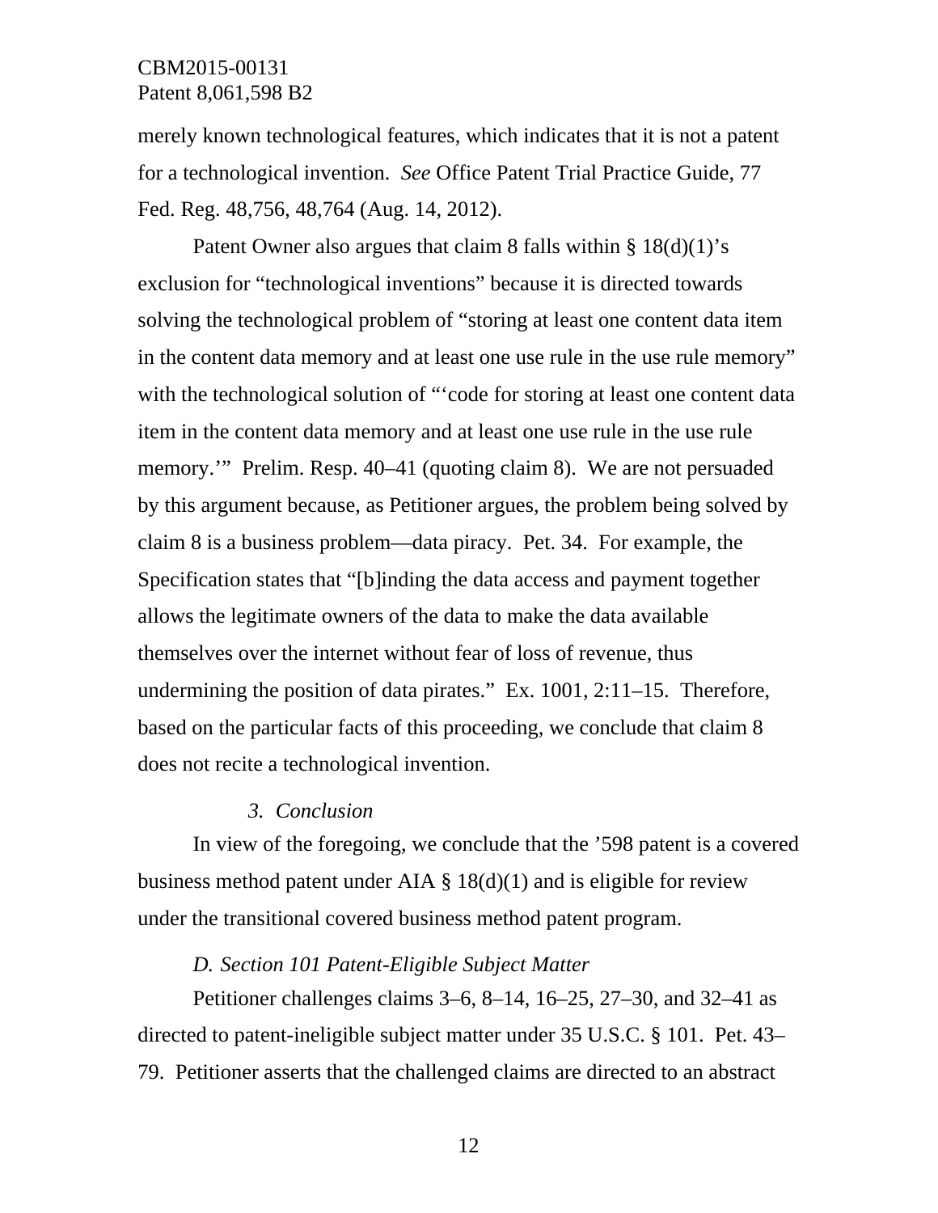merely known technological features, which indicates that it is not a patent for a technological invention. *See* Office Patent Trial Practice Guide, 77 Fed. Reg. 48,756, 48,764 (Aug. 14, 2012).

Patent Owner also argues that claim 8 falls within § 18(d)(1)'s exclusion for "technological inventions" because it is directed towards solving the technological problem of "storing at least one content data item in the content data memory and at least one use rule in the use rule memory" with the technological solution of "'code for storing at least one content data item in the content data memory and at least one use rule in the use rule memory.'" Prelim. Resp. 40–41 (quoting claim 8). We are not persuaded by this argument because, as Petitioner argues, the problem being solved by claim 8 is a business problem—data piracy. Pet. 34. For example, the Specification states that "[b]inding the data access and payment together allows the legitimate owners of the data to make the data available themselves over the internet without fear of loss of revenue, thus undermining the position of data pirates." Ex. 1001, 2:11–15. Therefore, based on the particular facts of this proceeding, we conclude that claim 8 does not recite a technological invention.

*3. Conclusion*

In view of the foregoing, we conclude that the '598 patent is a covered business method patent under AIA § 18(d)(1) and is eligible for review under the transitional covered business method patent program.

*D. Section 101 Patent-Eligible Subject Matter*

Petitioner challenges claims 3–6, 8–14, 16–25, 27–30, and 32–41 as directed to patent-ineligible subject matter under 35 U.S.C. § 101. Pet. 43–79. Petitioner asserts that the challenged claims are directed to an abstract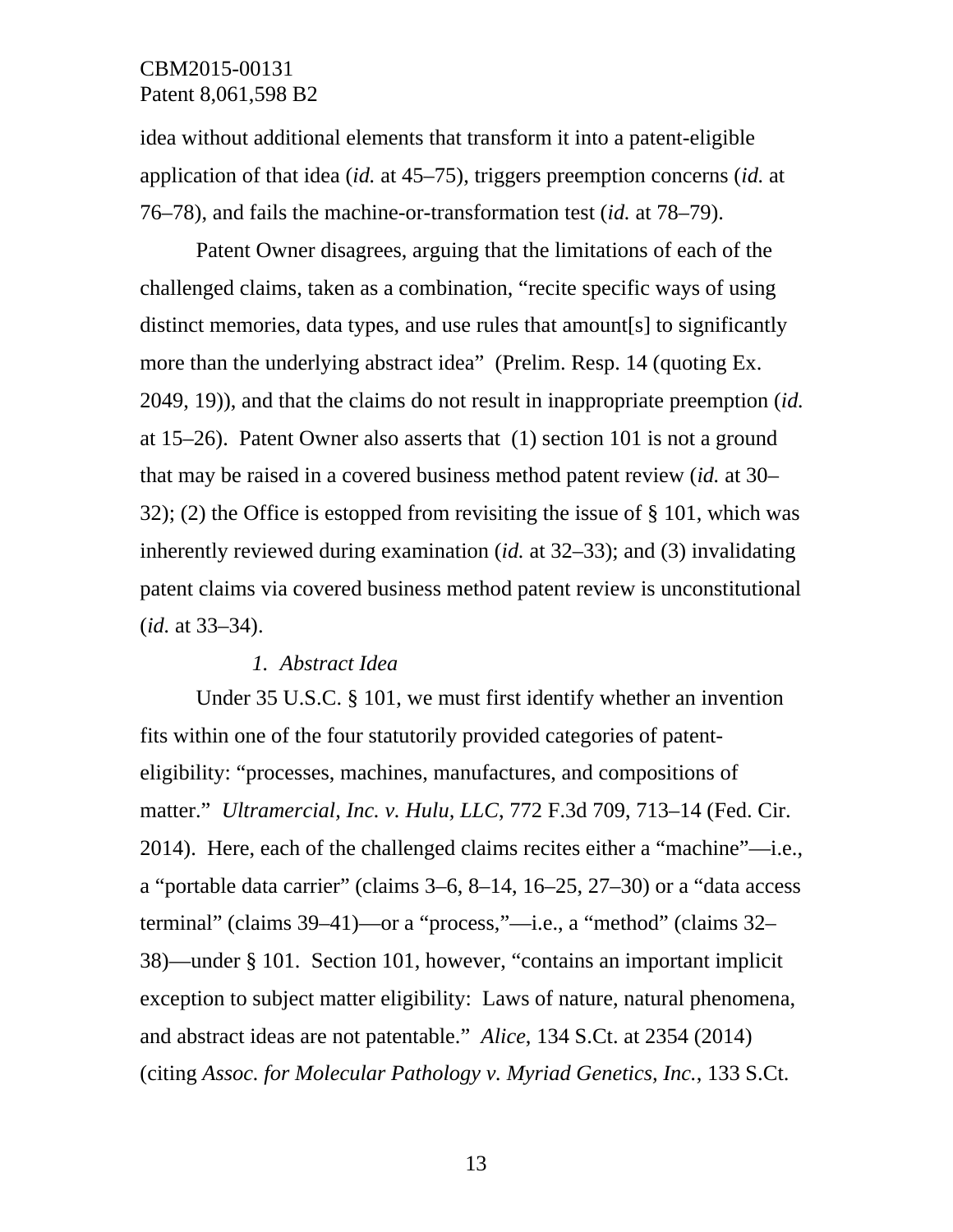idea without additional elements that transform it into a patent-eligible application of that idea (*id.* at 45–75), triggers preemption concerns (*id.* at 76–78), and fails the machine-or-transformation test (*id.* at 78–79).

Patent Owner disagrees, arguing that the limitations of each of the challenged claims, taken as a combination, "recite specific ways of using distinct memories, data types, and use rules that amount[s] to significantly more than the underlying abstract idea" (Prelim. Resp. 14 (quoting Ex. 2049, 19)), and that the claims do not result in inappropriate preemption (*id.* at 15–26). Patent Owner also asserts that (1) section 101 is not a ground that may be raised in a covered business method patent review (*id.* at 30–32); (2) the Office is estopped from revisiting the issue of § 101, which was inherently reviewed during examination (*id.* at 32–33); and (3) invalidating patent claims via covered business method patent review is unconstitutional (*id.* at 33–34).

### *1. Abstract Idea*

Under 35 U.S.C. § 101, we must first identify whether an invention fits within one of the four statutorily provided categories of patent-eligibility: "processes, machines, manufactures, and compositions of matter." *Ultramercial, Inc. v. Hulu, LLC*, 772 F.3d 709, 713–14 (Fed. Cir. 2014). Here, each of the challenged claims recites either a "machine"—i.e., a "portable data carrier" (claims 3–6, 8–14, 16–25, 27–30) or a "data access terminal" (claims 39–41)—or a "process,"—i.e., a "method" (claims 32–38)—under § 101. Section 101, however, "contains an important implicit exception to subject matter eligibility: Laws of nature, natural phenomena, and abstract ideas are not patentable." *Alice*, 134 S.Ct. at 2354 (2014) (citing *Assoc. for Molecular Pathology v. Myriad Genetics, Inc.*, 133 S.Ct.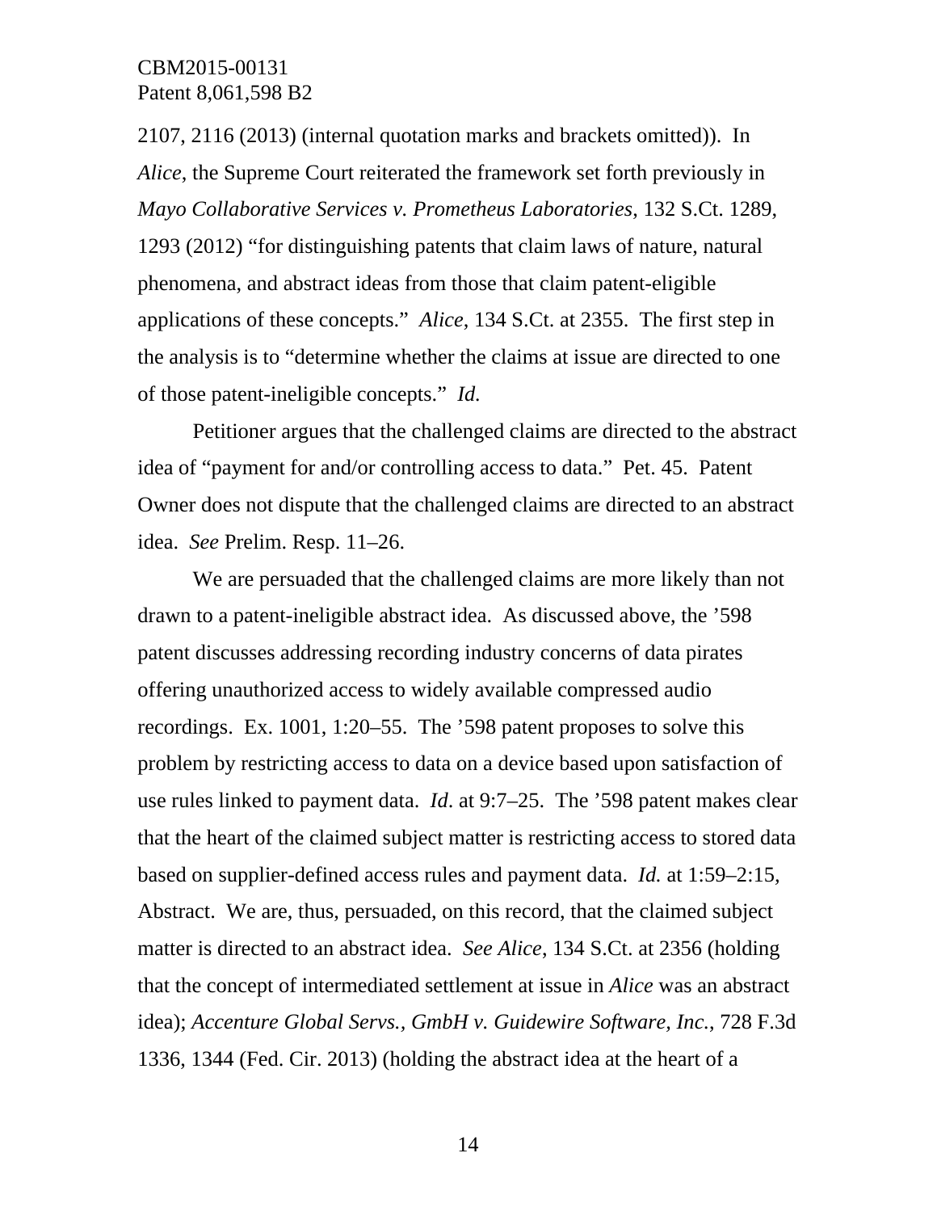2107, 2116 (2013) (internal quotation marks and brackets omitted)). In *Alice*, the Supreme Court reiterated the framework set forth previously in *Mayo Collaborative Services v. Prometheus Laboratories*, 132 S.Ct. 1289, 1293 (2012) "for distinguishing patents that claim laws of nature, natural phenomena, and abstract ideas from those that claim patent-eligible applications of these concepts." *Alice*, 134 S.Ct. at 2355. The first step in the analysis is to "determine whether the claims at issue are directed to one of those patent-ineligible concepts." *Id.*

Petitioner argues that the challenged claims are directed to the abstract idea of "payment for and/or controlling access to data." Pet. 45. Patent Owner does not dispute that the challenged claims are directed to an abstract idea. *See* Prelim. Resp. 11–26.

We are persuaded that the challenged claims are more likely than not drawn to a patent-ineligible abstract idea. As discussed above, the '598 patent discusses addressing recording industry concerns of data pirates offering unauthorized access to widely available compressed audio recordings. Ex. 1001, 1:20–55. The '598 patent proposes to solve this problem by restricting access to data on a device based upon satisfaction of use rules linked to payment data. *Id*. at 9:7–25. The '598 patent makes clear that the heart of the claimed subject matter is restricting access to stored data based on supplier-defined access rules and payment data. *Id.* at 1:59–2:15, Abstract. We are, thus, persuaded, on this record, that the claimed subject matter is directed to an abstract idea. *See Alice*, 134 S.Ct. at 2356 (holding that the concept of intermediated settlement at issue in *Alice* was an abstract idea); *Accenture Global Servs., GmbH v. Guidewire Software, Inc.*, 728 F.3d 1336, 1344 (Fed. Cir. 2013) (holding the abstract idea at the heart of a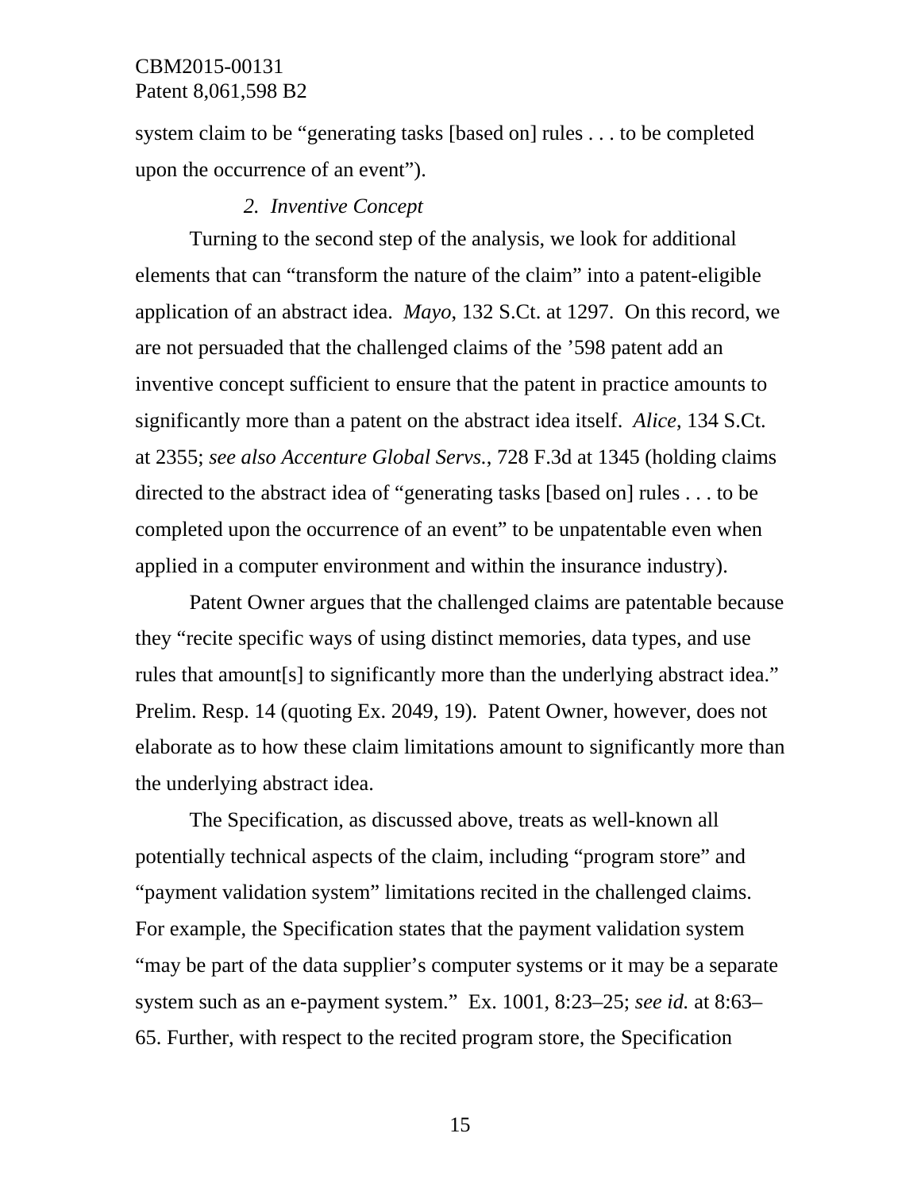system claim to be “generating tasks [based on] rules . . . to be completed upon the occurrence of an event”).

### *2. Inventive Concept*

Turning to the second step of the analysis, we look for additional elements that can “transform the nature of the claim” into a patent-eligible application of an abstract idea. *Mayo*, 132 S.Ct. at 1297. On this record, we are not persuaded that the challenged claims of the ’598 patent add an inventive concept sufficient to ensure that the patent in practice amounts to significantly more than a patent on the abstract idea itself. *Alice*, 134 S.Ct. at 2355; *see also Accenture Global Servs.*, 728 F.3d at 1345 (holding claims directed to the abstract idea of “generating tasks [based on] rules . . . to be completed upon the occurrence of an event” to be unpatentable even when applied in a computer environment and within the insurance industry).

Patent Owner argues that the challenged claims are patentable because they “recite specific ways of using distinct memories, data types, and use rules that amount[s] to significantly more than the underlying abstract idea.” Prelim. Resp. 14 (quoting Ex. 2049, 19). Patent Owner, however, does not elaborate as to how these claim limitations amount to significantly more than the underlying abstract idea.

The Specification, as discussed above, treats as well-known all potentially technical aspects of the claim, including “program store” and “payment validation system” limitations recited in the challenged claims. For example, the Specification states that the payment validation system “may be part of the data supplier’s computer systems or it may be a separate system such as an e-payment system.” Ex. 1001, 8:23–25; *see id.* at 8:63–65. Further, with respect to the recited program store, the Specification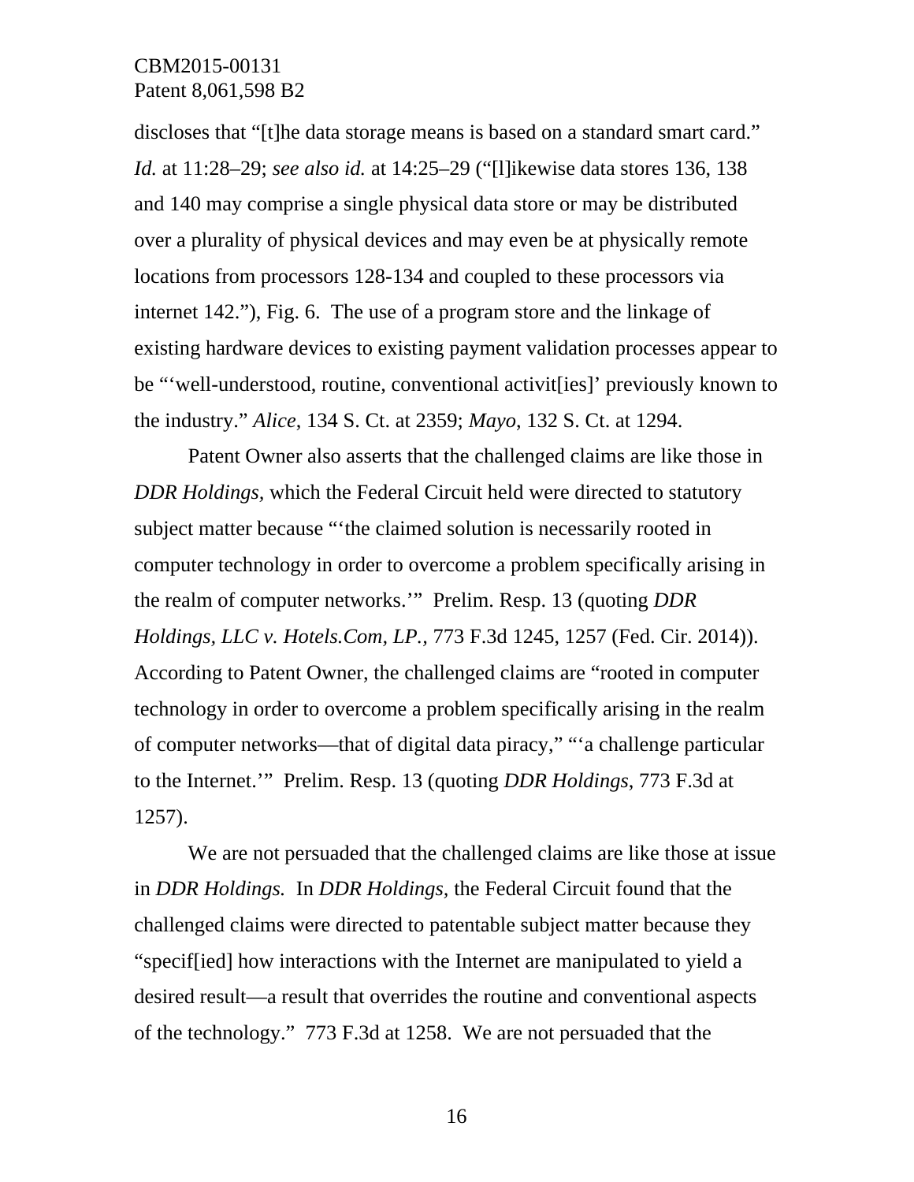discloses that "[t]he data storage means is based on a standard smart card." *Id.* at 11:28–29; *see also id.* at 14:25–29 ("[l]ikewise data stores 136, 138 and 140 may comprise a single physical data store or may be distributed over a plurality of physical devices and may even be at physically remote locations from processors 128-134 and coupled to these processors via internet 142."), Fig. 6. The use of a program store and the linkage of existing hardware devices to existing payment validation processes appear to be "'well-understood, routine, conventional activit[ies]' previously known to the industry." *Alice*, 134 S. Ct. at 2359; *Mayo*, 132 S. Ct. at 1294.

Patent Owner also asserts that the challenged claims are like those in *DDR Holdings,* which the Federal Circuit held were directed to statutory subject matter because "'the claimed solution is necessarily rooted in computer technology in order to overcome a problem specifically arising in the realm of computer networks.'" Prelim. Resp. 13 (quoting *DDR Holdings, LLC v. Hotels.Com, LP.,* 773 F.3d 1245, 1257 (Fed. Cir. 2014)). According to Patent Owner, the challenged claims are "rooted in computer technology in order to overcome a problem specifically arising in the realm of computer networks—that of digital data piracy," "'a challenge particular to the Internet.'" Prelim. Resp. 13 (quoting *DDR Holdings*, 773 F.3d at 1257).

We are not persuaded that the challenged claims are like those at issue in *DDR Holdings.* In *DDR Holdings,* the Federal Circuit found that the challenged claims were directed to patentable subject matter because they "specif[ied] how interactions with the Internet are manipulated to yield a desired result—a result that overrides the routine and conventional aspects of the technology." 773 F.3d at 1258. We are not persuaded that the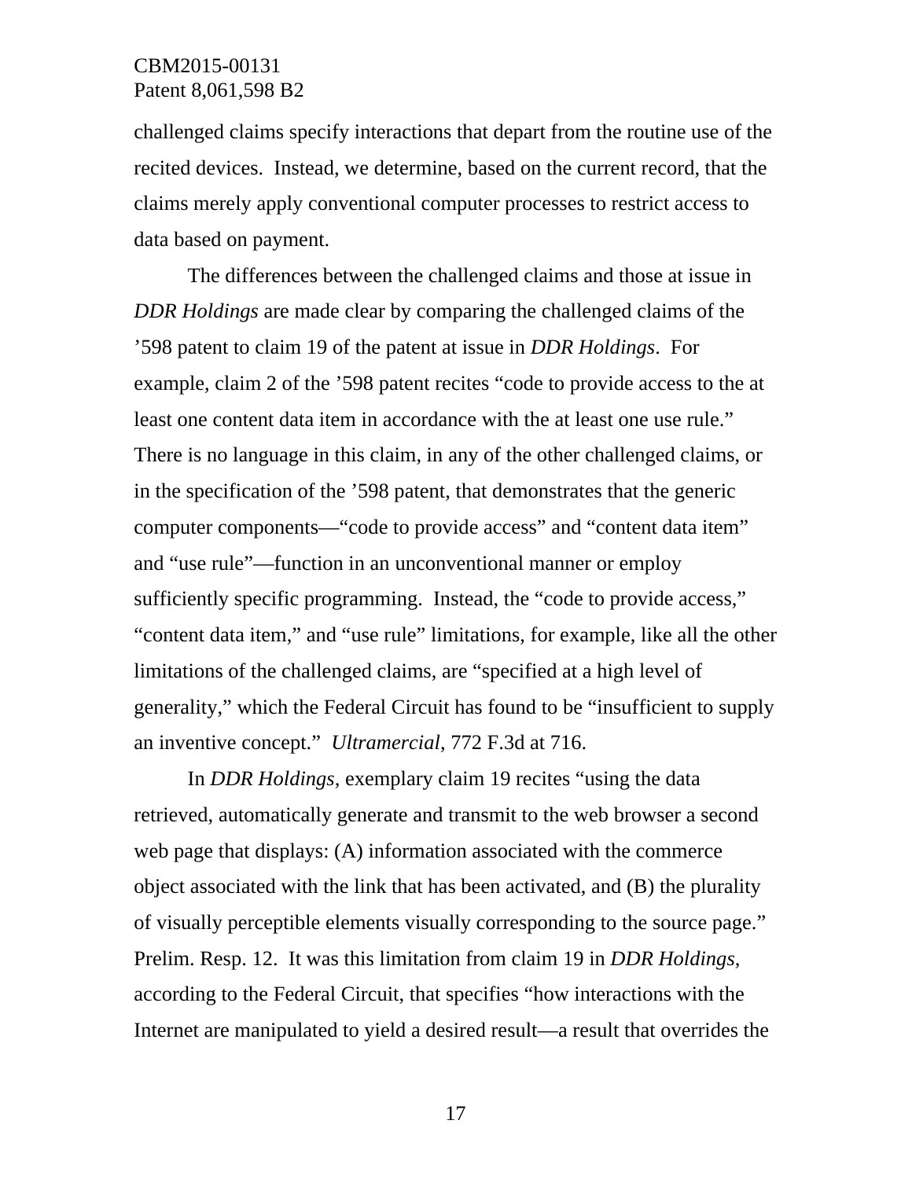challenged claims specify interactions that depart from the routine use of the recited devices. Instead, we determine, based on the current record, that the claims merely apply conventional computer processes to restrict access to data based on payment.

The differences between the challenged claims and those at issue in *DDR Holdings* are made clear by comparing the challenged claims of the ’598 patent to claim 19 of the patent at issue in *DDR Holdings*. For example, claim 2 of the ’598 patent recites “code to provide access to the at least one content data item in accordance with the at least one use rule.” There is no language in this claim, in any of the other challenged claims, or in the specification of the ’598 patent, that demonstrates that the generic computer components—“code to provide access” and “content data item” and “use rule”—function in an unconventional manner or employ sufficiently specific programming. Instead, the “code to provide access,” “content data item,” and “use rule” limitations, for example, like all the other limitations of the challenged claims, are “specified at a high level of generality,” which the Federal Circuit has found to be “insufficient to supply an inventive concept.” *Ultramercial*, 772 F.3d at 716.

In *DDR Holdings*, exemplary claim 19 recites “using the data retrieved, automatically generate and transmit to the web browser a second web page that displays: (A) information associated with the commerce object associated with the link that has been activated, and (B) the plurality of visually perceptible elements visually corresponding to the source page.” Prelim. Resp. 12. It was this limitation from claim 19 in *DDR Holdings*, according to the Federal Circuit, that specifies “how interactions with the Internet are manipulated to yield a desired result—a result that overrides the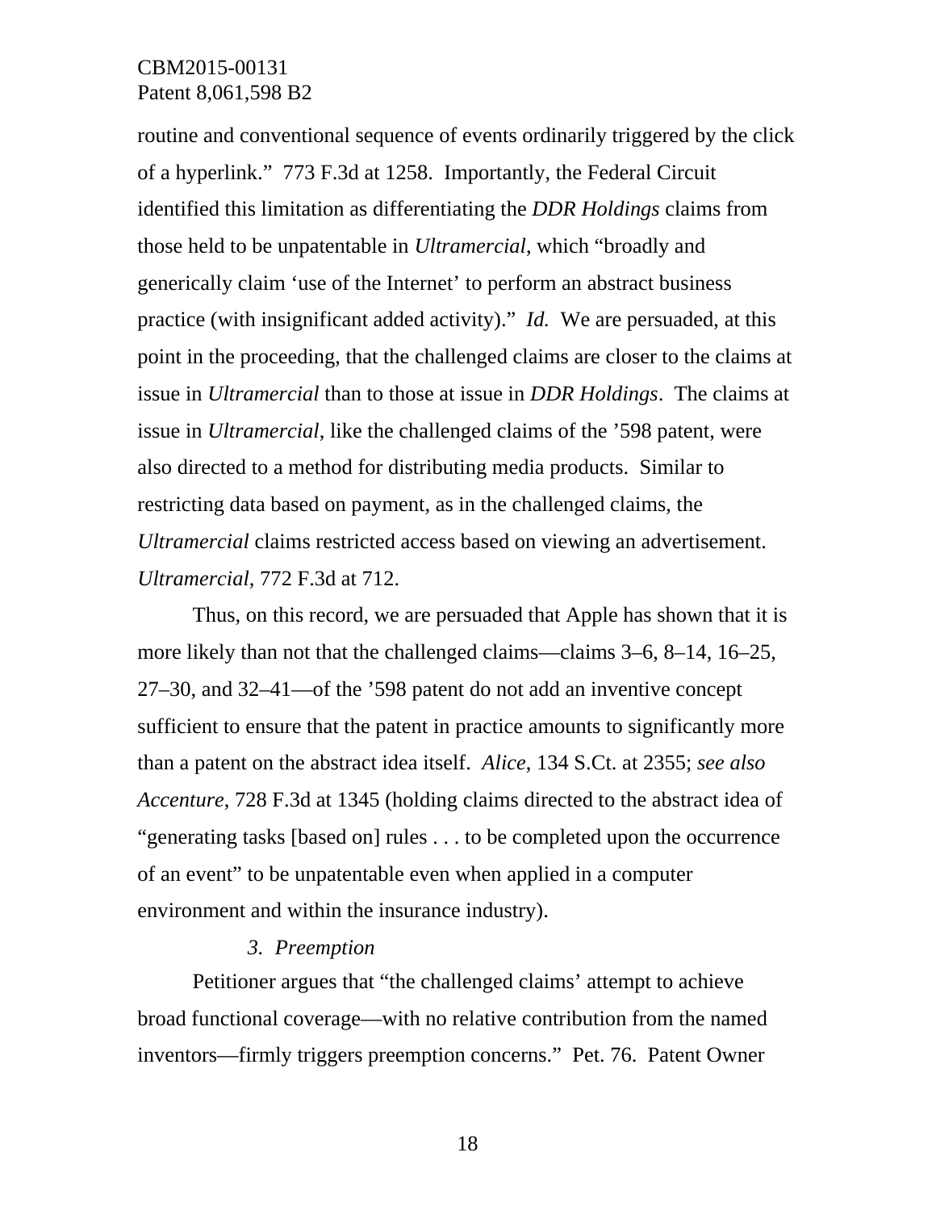routine and conventional sequence of events ordinarily triggered by the click of a hyperlink." 773 F.3d at 1258. Importantly, the Federal Circuit identified this limitation as differentiating the *DDR Holdings* claims from those held to be unpatentable in *Ultramercial*, which "broadly and generically claim 'use of the Internet' to perform an abstract business practice (with insignificant added activity)." *Id.* We are persuaded, at this point in the proceeding, that the challenged claims are closer to the claims at issue in *Ultramercial* than to those at issue in *DDR Holdings*. The claims at issue in *Ultramercial*, like the challenged claims of the '598 patent, were also directed to a method for distributing media products. Similar to restricting data based on payment, as in the challenged claims, the *Ultramercial* claims restricted access based on viewing an advertisement. *Ultramercial*, 772 F.3d at 712.

Thus, on this record, we are persuaded that Apple has shown that it is more likely than not that the challenged claims—claims 3–6, 8–14, 16–25, 27–30, and 32–41—of the '598 patent do not add an inventive concept sufficient to ensure that the patent in practice amounts to significantly more than a patent on the abstract idea itself. *Alice*, 134 S.Ct. at 2355; *see also Accenture*, 728 F.3d at 1345 (holding claims directed to the abstract idea of "generating tasks [based on] rules . . . to be completed upon the occurrence of an event" to be unpatentable even when applied in a computer environment and within the insurance industry).

*3. Preemption*

Petitioner argues that "the challenged claims' attempt to achieve broad functional coverage—with no relative contribution from the named inventors—firmly triggers preemption concerns." Pet. 76. Patent Owner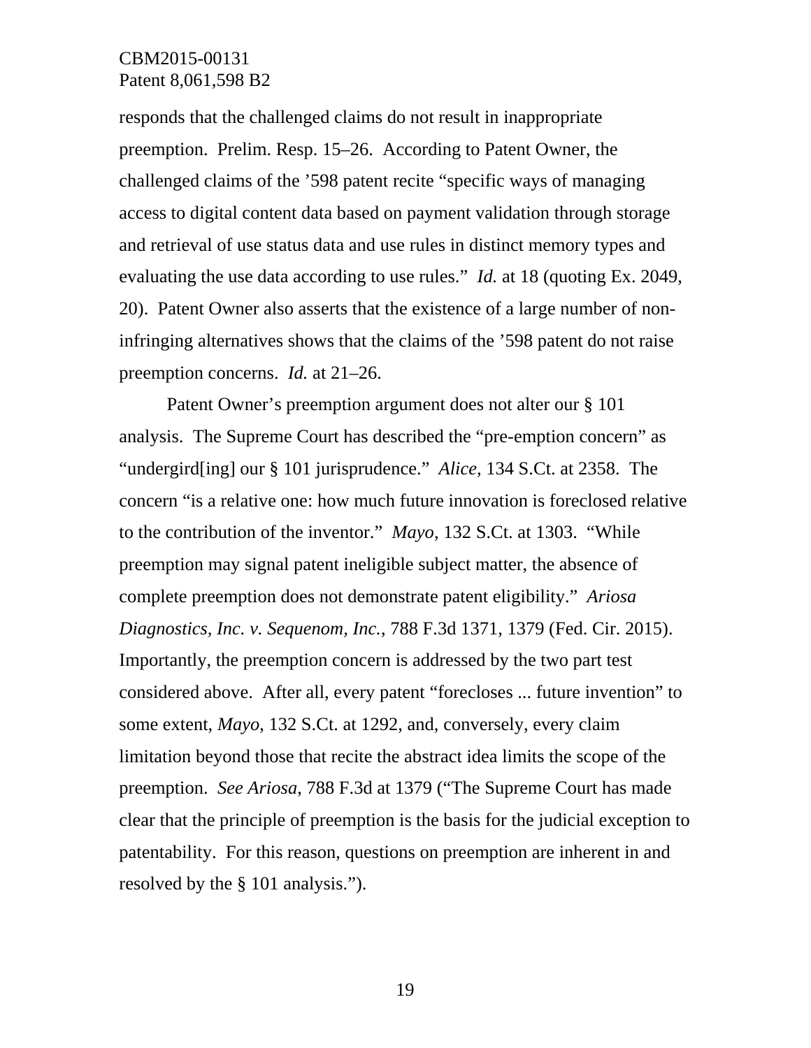responds that the challenged claims do not result in inappropriate preemption. Prelim. Resp. 15–26. According to Patent Owner, the challenged claims of the ’598 patent recite “specific ways of managing access to digital content data based on payment validation through storage and retrieval of use status data and use rules in distinct memory types and evaluating the use data according to use rules.” *Id.* at 18 (quoting Ex. 2049, 20). Patent Owner also asserts that the existence of a large number of non-infringing alternatives shows that the claims of the ’598 patent do not raise preemption concerns. *Id.* at 21–26.

Patent Owner’s preemption argument does not alter our § 101 analysis. The Supreme Court has described the “pre-emption concern” as “undergird[ing] our § 101 jurisprudence.” *Alice*, 134 S.Ct. at 2358. The concern “is a relative one: how much future innovation is foreclosed relative to the contribution of the inventor.” *Mayo*, 132 S.Ct. at 1303. “While preemption may signal patent ineligible subject matter, the absence of complete preemption does not demonstrate patent eligibility.” *Ariosa Diagnostics, Inc. v. Sequenom, Inc.*, 788 F.3d 1371, 1379 (Fed. Cir. 2015). Importantly, the preemption concern is addressed by the two part test considered above. After all, every patent “forecloses ... future invention” to some extent, *Mayo*, 132 S.Ct. at 1292, and, conversely, every claim limitation beyond those that recite the abstract idea limits the scope of the preemption. *See Ariosa*, 788 F.3d at 1379 (“The Supreme Court has made clear that the principle of preemption is the basis for the judicial exception to patentability. For this reason, questions on preemption are inherent in and resolved by the § 101 analysis.”).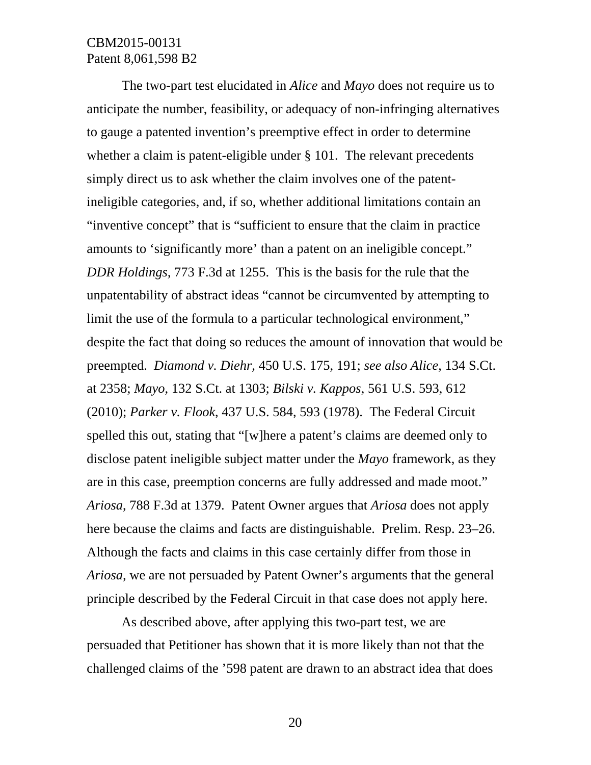The two-part test elucidated in *Alice* and *Mayo* does not require us to anticipate the number, feasibility, or adequacy of non-infringing alternatives to gauge a patented invention's preemptive effect in order to determine whether a claim is patent-eligible under § 101. The relevant precedents simply direct us to ask whether the claim involves one of the patent-ineligible categories, and, if so, whether additional limitations contain an "inventive concept" that is "sufficient to ensure that the claim in practice amounts to 'significantly more' than a patent on an ineligible concept." *DDR Holdings*, 773 F.3d at 1255. This is the basis for the rule that the unpatentability of abstract ideas "cannot be circumvented by attempting to limit the use of the formula to a particular technological environment," despite the fact that doing so reduces the amount of innovation that would be preempted. *Diamond v. Diehr*, 450 U.S. 175, 191; *see also Alice*, 134 S.Ct. at 2358; *Mayo*, 132 S.Ct. at 1303; *Bilski v. Kappos*, 561 U.S. 593, 612 (2010); *Parker v. Flook*, 437 U.S. 584, 593 (1978). The Federal Circuit spelled this out, stating that "[w]here a patent's claims are deemed only to disclose patent ineligible subject matter under the *Mayo* framework, as they are in this case, preemption concerns are fully addressed and made moot." *Ariosa*, 788 F.3d at 1379. Patent Owner argues that *Ariosa* does not apply here because the claims and facts are distinguishable. Prelim. Resp. 23–26. Although the facts and claims in this case certainly differ from those in *Ariosa*, we are not persuaded by Patent Owner's arguments that the general principle described by the Federal Circuit in that case does not apply here.

As described above, after applying this two-part test, we are persuaded that Petitioner has shown that it is more likely than not that the challenged claims of the '598 patent are drawn to an abstract idea that does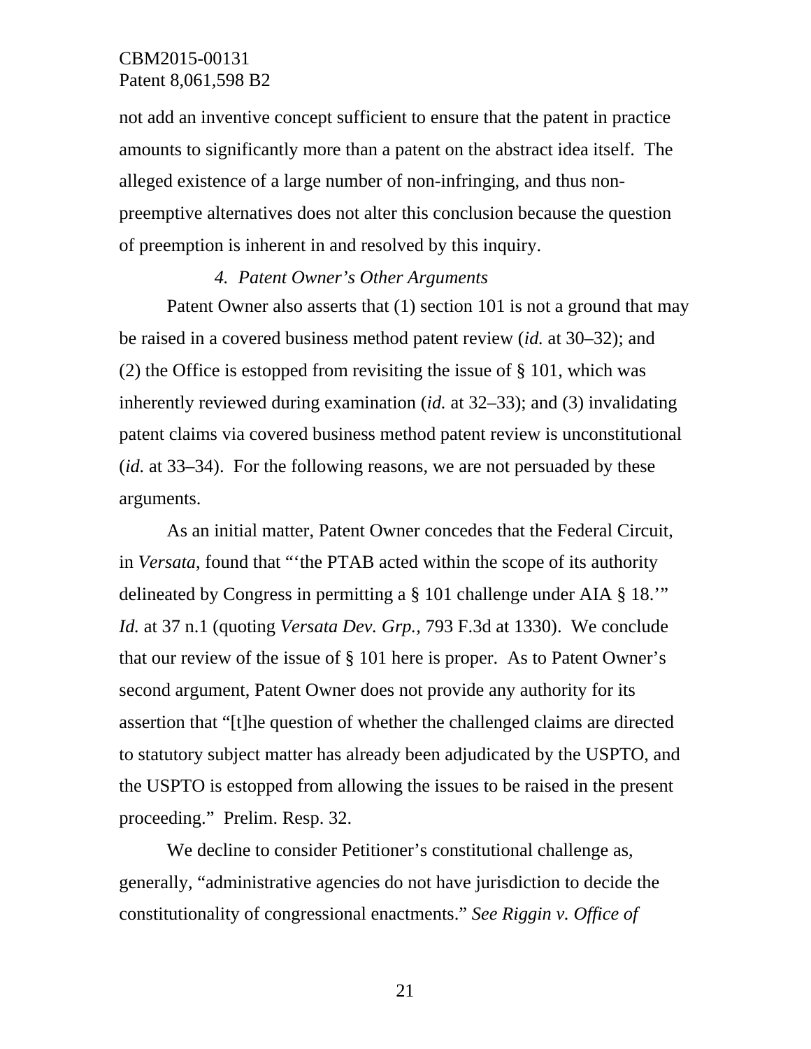not add an inventive concept sufficient to ensure that the patent in practice amounts to significantly more than a patent on the abstract idea itself. The alleged existence of a large number of non-infringing, and thus non-preemptive alternatives does not alter this conclusion because the question of preemption is inherent in and resolved by this inquiry.

*4. Patent Owner's Other Arguments*

Patent Owner also asserts that (1) section 101 is not a ground that may be raised in a covered business method patent review (*id.* at 30–32); and (2) the Office is estopped from revisiting the issue of § 101, which was inherently reviewed during examination (*id.* at 32–33); and (3) invalidating patent claims via covered business method patent review is unconstitutional (*id.* at 33–34). For the following reasons, we are not persuaded by these arguments.

As an initial matter, Patent Owner concedes that the Federal Circuit, in *Versata*, found that "'the PTAB acted within the scope of its authority delineated by Congress in permitting a § 101 challenge under AIA § 18.'" *Id.* at 37 n.1 (quoting *Versata Dev. Grp.*, 793 F.3d at 1330). We conclude that our review of the issue of § 101 here is proper. As to Patent Owner's second argument, Patent Owner does not provide any authority for its assertion that "[t]he question of whether the challenged claims are directed to statutory subject matter has already been adjudicated by the USPTO, and the USPTO is estopped from allowing the issues to be raised in the present proceeding." Prelim. Resp. 32.

We decline to consider Petitioner's constitutional challenge as, generally, "administrative agencies do not have jurisdiction to decide the constitutionality of congressional enactments." *See Riggin v. Office of*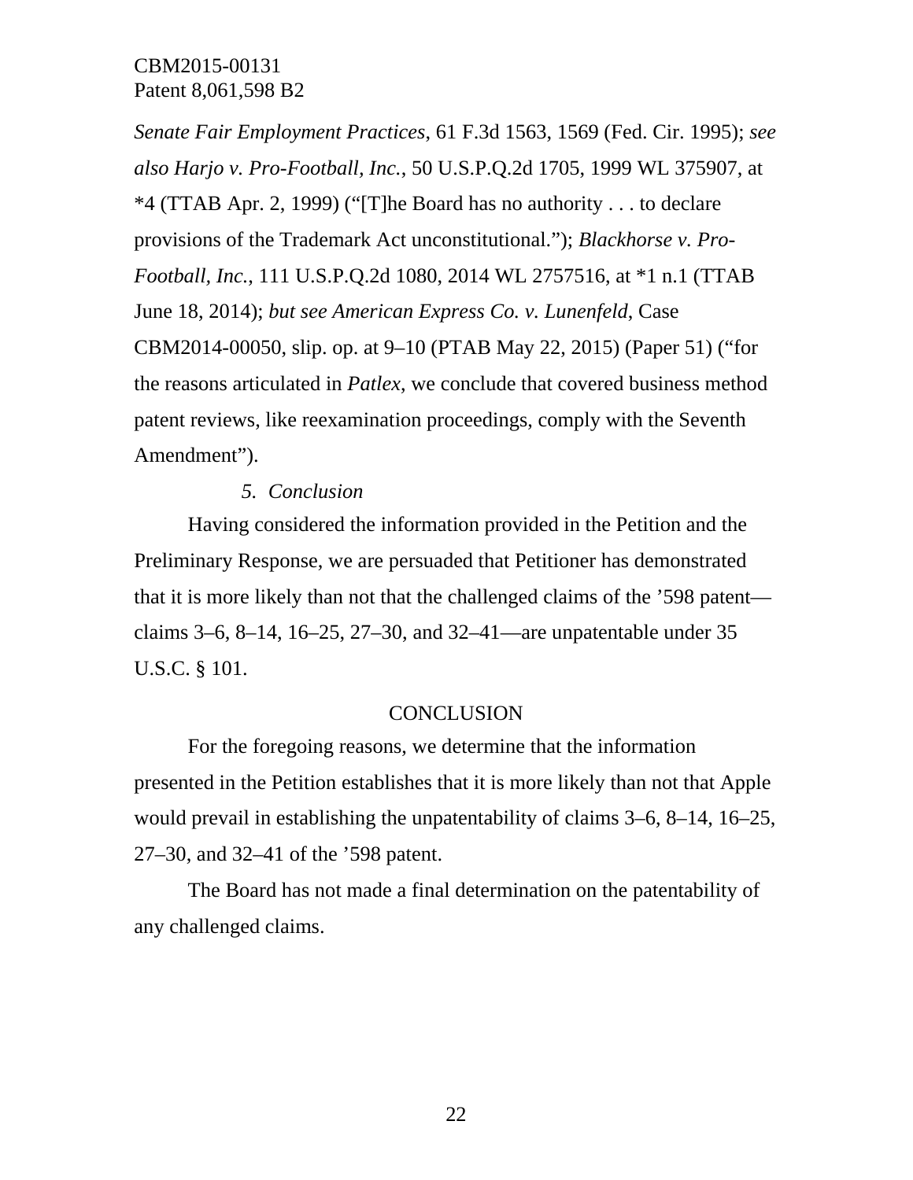*Senate Fair Employment Practices*, 61 F.3d 1563, 1569 (Fed. Cir. 1995); *see also Harjo v. Pro-Football, Inc.*, 50 U.S.P.Q.2d 1705, 1999 WL 375907, at *4 (TTAB Apr. 2, 1999) ("[T]he Board has no authority . . . to declare provisions of the Trademark Act unconstitutional."); *Blackhorse v. Pro-Football, Inc.*, 111 U.S.P.Q.2d 1080, 2014 WL 2757516, at *1 n.1 (TTAB June 18, 2014); *but see American Express Co. v. Lunenfeld*, Case CBM2014-00050, slip. op. at 9–10 (PTAB May 22, 2015) (Paper 51) ("for the reasons articulated in *Patlex*, we conclude that covered business method patent reviews, like reexamination proceedings, comply with the Seventh Amendment").

#### *5. Conclusion*

Having considered the information provided in the Petition and the Preliminary Response, we are persuaded that Petitioner has demonstrated that it is more likely than not that the challenged claims of the '598 patent—claims 3–6, 8–14, 16–25, 27–30, and 32–41—are unpatentable under 35 U.S.C. § 101.

## CONCLUSION

For the foregoing reasons, we determine that the information presented in the Petition establishes that it is more likely than not that Apple would prevail in establishing the unpatentability of claims 3–6, 8–14, 16–25, 27–30, and 32–41 of the '598 patent.

The Board has not made a final determination on the patentability of any challenged claims.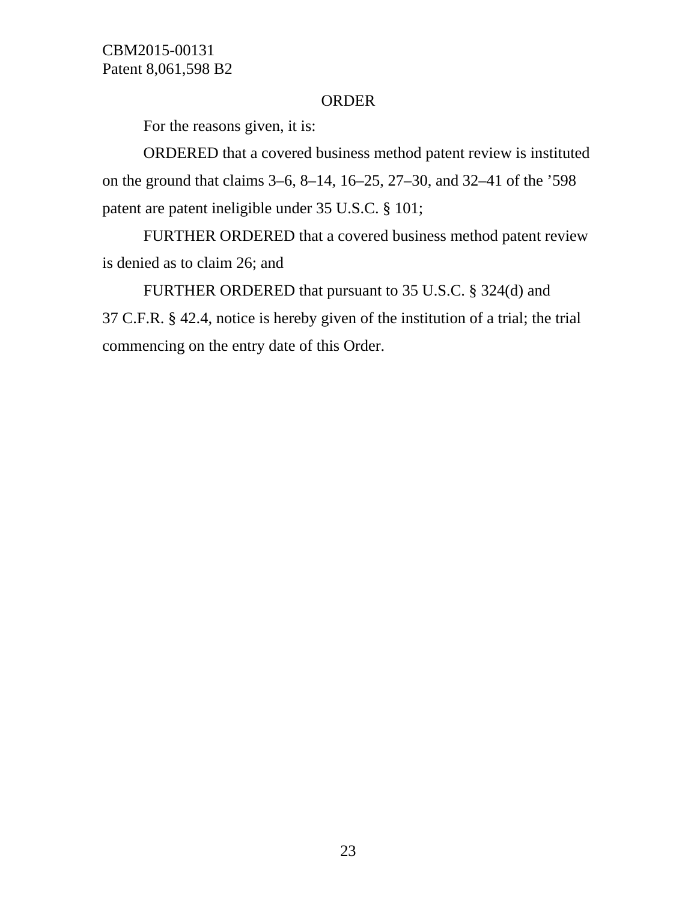## ORDER

For the reasons given, it is:

ORDERED that a covered business method patent review is instituted on the ground that claims 3–6, 8–14, 16–25, 27–30, and 32–41 of the ’598 patent are patent ineligible under 35 U.S.C. § 101;

FURTHER ORDERED that a covered business method patent review is denied as to claim 26; and

FURTHER ORDERED that pursuant to 35 U.S.C. § 324(d) and 37 C.F.R. § 42.4, notice is hereby given of the institution of a trial; the trial commencing on the entry date of this Order.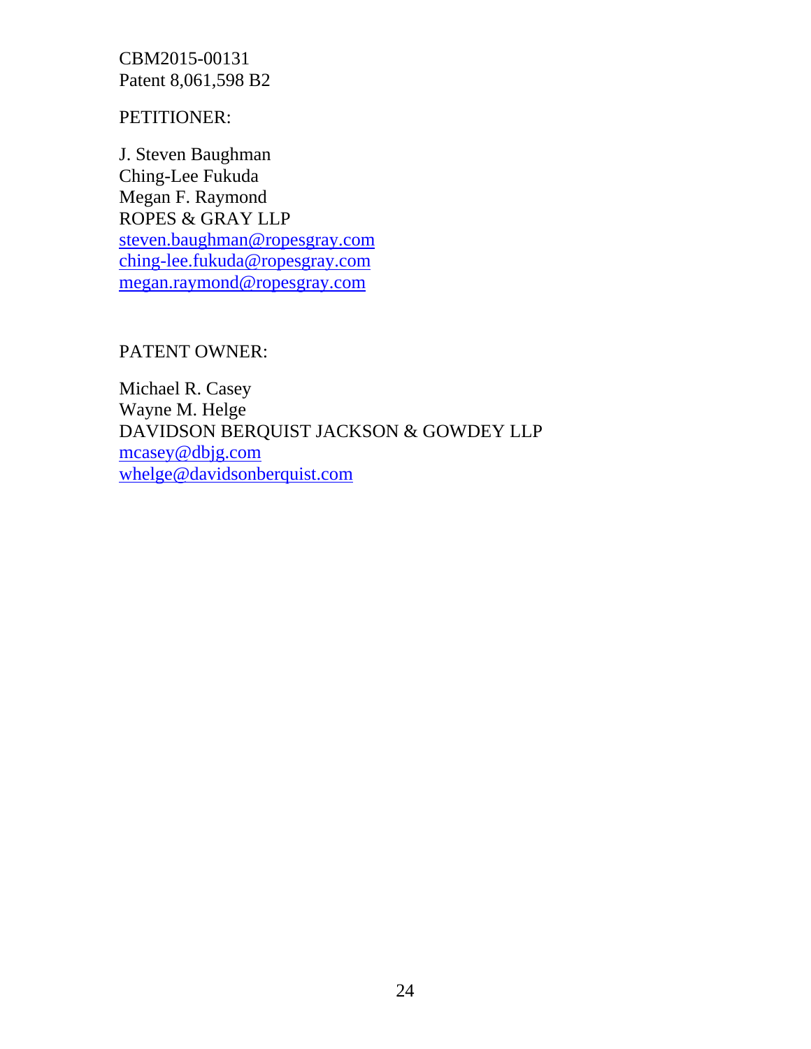CBM2015-00131
Patent 8,061,598 B2

PETITIONER:

J. Steven Baughman
Ching-Lee Fukuda
Megan F. Raymond
ROPES & GRAY LLP
steven.baughman@ropesgray.com
ching-lee.fukuda@ropesgray.com
megan.raymond@ropesgray.com

PATENT OWNER:

Michael R. Casey
Wayne M. Helge
DAVIDSON BERQUIST JACKSON & GOWDEY LLP
mcasey@dbjg.com
whelge@davidsonberquist.com